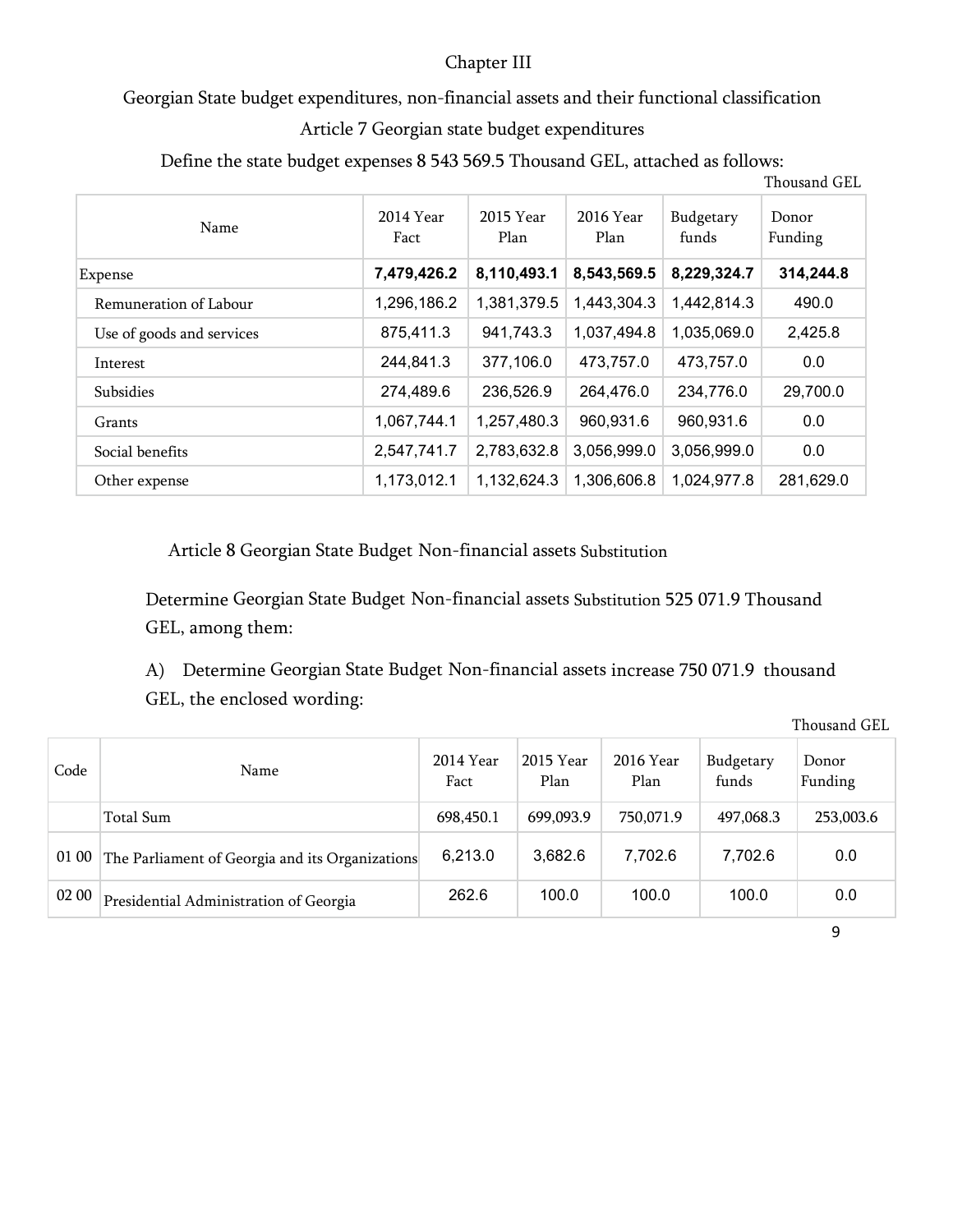# Chapter III

## Georgian State budget expenditures, non-financial assets and their functional classification

### Article 7 Georgian state budget expenditures

Define the state budget expenses 8 543 569.5 Thousand GEL, attached as follows:

Thousand GEL

| Name | 2014 Year Fact | 2015 Year Plan | 2016 Year Plan | Budgetary funds | Donor Funding |
|---|---|---|---|---|---|
| Expense | **7,479,426.2** | **8,110,493.1** | **8,543,569.5** | **8,229,324.7** | **314,244.8** |
| Remuneration of Labour | 1,296,186.2 | 1,381,379.5 | 1,443,304.3 | 1,442,814.3 | 490.0 |
| Use of goods and services | 875,411.3 | 941,743.3 | 1,037,494.8 | 1,035,069.0 | 2,425.8 |
| Interest | 244,841.3 | 377,106.0 | 473,757.0 | 473,757.0 | 0.0 |
| Subsidies | 274,489.6 | 236,526.9 | 264,476.0 | 234,776.0 | 29,700.0 |
| Grants | 1,067,744.1 | 1,257,480.3 | 960,931.6 | 960,931.6 | 0.0 |
| Social benefits | 2,547,741.7 | 2,783,632.8 | 3,056,999.0 | 3,056,999.0 | 0.0 |
| Other expense | 1,173,012.1 | 1,132,624.3 | 1,306,606.8 | 1,024,977.8 | 281,629.0 |

### Article 8 Georgian State Budget Non-financial assets Substitution

Determine Georgian State Budget Non-financial assets Substitution 525 071.9 Thousand GEL, among them:

A) Determine Georgian State Budget Non-financial assets increase 750 071.9 thousand GEL, the enclosed wording:

Thousand GEL

| Code | Name | 2014 Year Fact | 2015 Year Plan | 2016 Year Plan | Budgetary funds | Donor Funding |
|---|---|---|---|---|---|---|
| | Total Sum | 698,450.1 | 699,093.9 | 750,071.9 | 497,068.3 | 253,003.6 |
| 01 00 | The Parliament of Georgia and its Organizations | 6,213.0 | 3,682.6 | 7,702.6 | 7,702.6 | 0.0 |
| 02 00 | Presidential Administration of Georgia | 262.6 | 100.0 | 100.0 | 100.0 | 0.0 |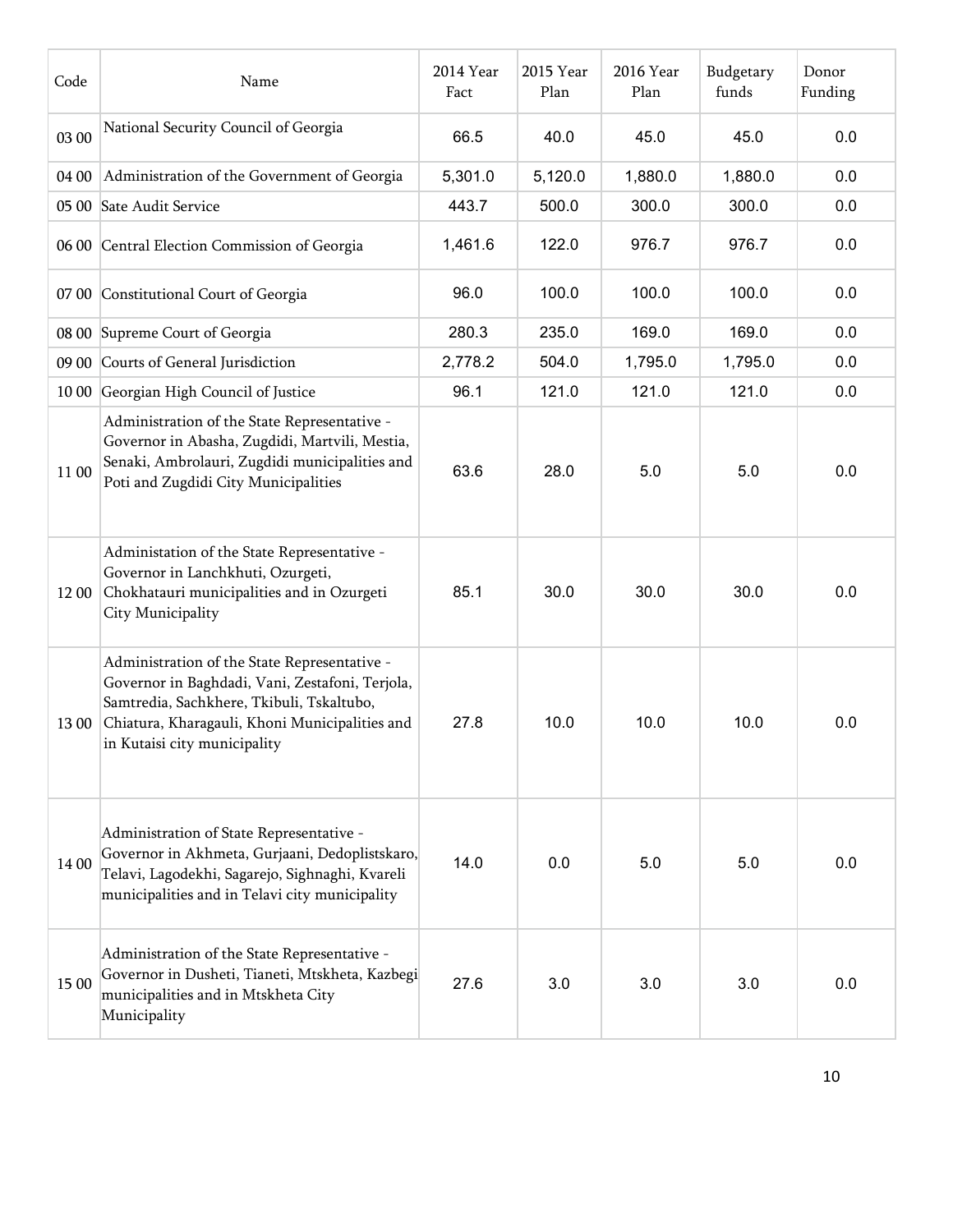| Code | Name | 2014 Year Fact | 2015 Year Plan | 2016 Year Plan | Budgetary funds | Donor Funding |
|---|---|---|---|---|---|---|
| 03 00 | National Security Council of Georgia | 66.5 | 40.0 | 45.0 | 45.0 | 0.0 |
| 04 00 | Administration of the Government of Georgia | 5,301.0 | 5,120.0 | 1,880.0 | 1,880.0 | 0.0 |
| 05 00 | Sate Audit Service | 443.7 | 500.0 | 300.0 | 300.0 | 0.0 |
| 06 00 | Central Election Commission of Georgia | 1,461.6 | 122.0 | 976.7 | 976.7 | 0.0 |
| 07 00 | Constitutional Court of Georgia | 96.0 | 100.0 | 100.0 | 100.0 | 0.0 |
| 08 00 | Supreme Court of Georgia | 280.3 | 235.0 | 169.0 | 169.0 | 0.0 |
| 09 00 | Courts of General Jurisdiction | 2,778.2 | 504.0 | 1,795.0 | 1,795.0 | 0.0 |
| 10 00 | Georgian High Council of Justice | 96.1 | 121.0 | 121.0 | 121.0 | 0.0 |
| 11 00 | Administration of the State Representative - Governor in Abasha, Zugdidi, Martvili, Mestia, Senaki, Ambrolauri, Zugdidi municipalities and Poti and Zugdidi City Municipalities | 63.6 | 28.0 | 5.0 | 5.0 | 0.0 |
| 12 00 | Administation of the State Representative - Governor in Lanchkhuti, Ozurgeti, Chokhatauri municipalities and in Ozurgeti City Municipality | 85.1 | 30.0 | 30.0 | 30.0 | 0.0 |
| 13 00 | Administration of the State Representative - Governor in Baghdadi, Vani, Zestafoni, Terjola, Samtredia, Sachkhere, Tkibuli, Tskaltubo, Chiatura, Kharagauli, Khoni Municipalities and in Kutaisi city municipality | 27.8 | 10.0 | 10.0 | 10.0 | 0.0 |
| 14 00 | Administration of State Representative - Governor in Akhmeta, Gurjaani, Dedoplistskaro, Telavi, Lagodekhi, Sagarejo, Sighnaghi, Kvareli municipalities and in Telavi city municipality | 14.0 | 0.0 | 5.0 | 5.0 | 0.0 |
| 15 00 | Administration of the State Representative - Governor in Dusheti, Tianeti, Mtskheta, Kazbegi municipalities and in Mtskheta City Municipality | 27.6 | 3.0 | 3.0 | 3.0 | 0.0 |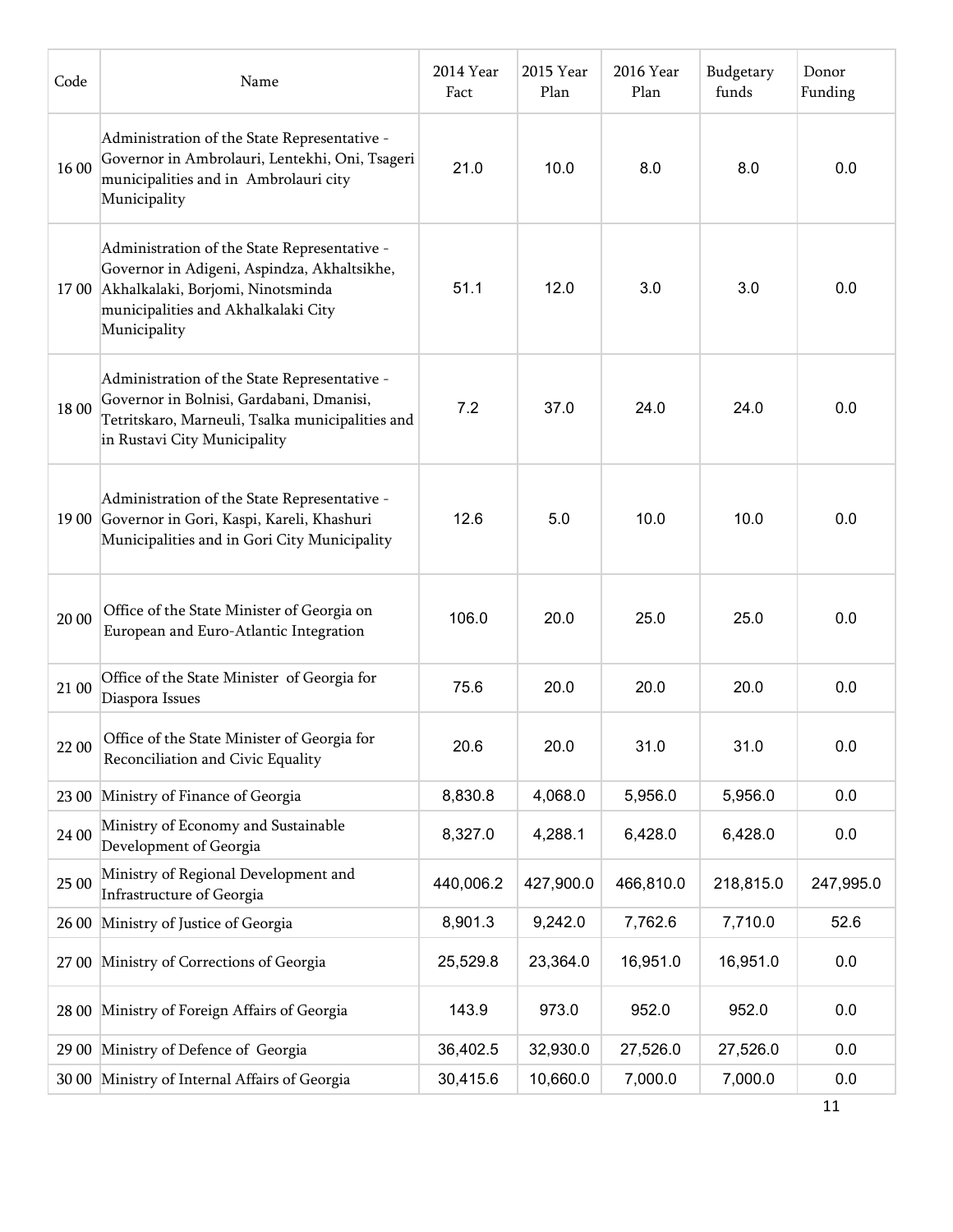| Code | Name | 2014 Year Fact | 2015 Year Plan | 2016 Year Plan | Budgetary funds | Donor Funding |
|---|---|---|---|---|---|---|
| 16 00 | Administration of the State Representative - Governor in Ambrolauri, Lentekhi, Oni, Tsageri municipalities and in Ambrolauri city Municipality | 21.0 | 10.0 | 8.0 | 8.0 | 0.0 |
| 17 00 | Administration of the State Representative - Governor in Adigeni, Aspindza, Akhaltsikhe, Akhalkalaki, Borjomi, Ninotsminda municipalities and Akhalkalaki City Municipality | 51.1 | 12.0 | 3.0 | 3.0 | 0.0 |
| 18 00 | Administration of the State Representative - Governor in Bolnisi, Gardabani, Dmanisi, Tetritskaro, Marneuli, Tsalka municipalities and in Rustavi City Municipality | 7.2 | 37.0 | 24.0 | 24.0 | 0.0 |
| 19 00 | Administration of the State Representative - Governor in Gori, Kaspi, Kareli, Khashuri Municipalities and in Gori City Municipality | 12.6 | 5.0 | 10.0 | 10.0 | 0.0 |
| 20 00 | Office of the State Minister of Georgia on European and Euro-Atlantic Integration | 106.0 | 20.0 | 25.0 | 25.0 | 0.0 |
| 21 00 | Office of the State Minister of Georgia for Diaspora Issues | 75.6 | 20.0 | 20.0 | 20.0 | 0.0 |
| 22 00 | Office of the State Minister of Georgia for Reconciliation and Civic Equality | 20.6 | 20.0 | 31.0 | 31.0 | 0.0 |
| 23 00 | Ministry of Finance of Georgia | 8,830.8 | 4,068.0 | 5,956.0 | 5,956.0 | 0.0 |
| 24 00 | Ministry of Economy and Sustainable Development of Georgia | 8,327.0 | 4,288.1 | 6,428.0 | 6,428.0 | 0.0 |
| 25 00 | Ministry of Regional Development and Infrastructure of Georgia | 440,006.2 | 427,900.0 | 466,810.0 | 218,815.0 | 247,995.0 |
| 26 00 | Ministry of Justice of Georgia | 8,901.3 | 9,242.0 | 7,762.6 | 7,710.0 | 52.6 |
| 27 00 | Ministry of Corrections of Georgia | 25,529.8 | 23,364.0 | 16,951.0 | 16,951.0 | 0.0 |
| 28 00 | Ministry of Foreign Affairs of Georgia | 143.9 | 973.0 | 952.0 | 952.0 | 0.0 |
| 29 00 | Ministry of Defence of Georgia | 36,402.5 | 32,930.0 | 27,526.0 | 27,526.0 | 0.0 |
| 30 00 | Ministry of Internal Affairs of Georgia | 30,415.6 | 10,660.0 | 7,000.0 | 7,000.0 | 0.0 |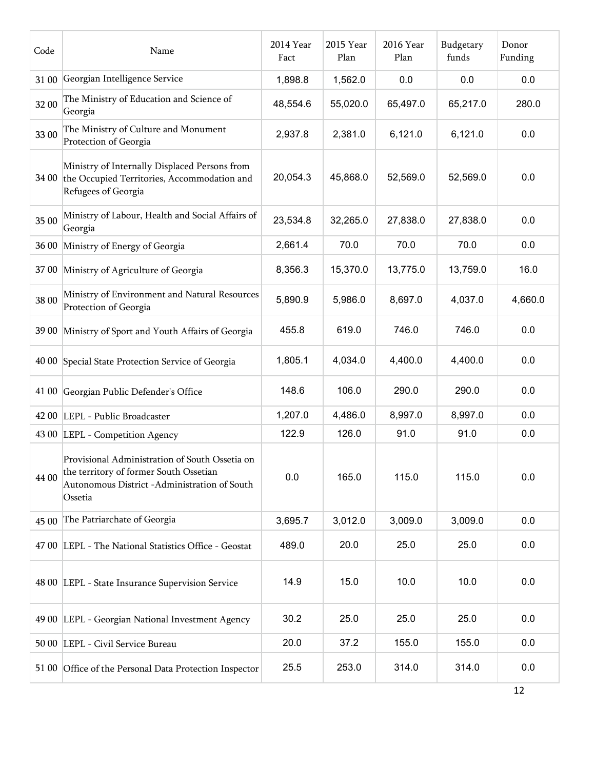| Code | Name | 2014 Year Fact | 2015 Year Plan | 2016 Year Plan | Budgetary funds | Donor Funding |
| --- | --- | --- | --- | --- | --- | --- |
| 31 00 | Georgian Intelligence Service | 1,898.8 | 1,562.0 | 0.0 | 0.0 | 0.0 |
| 32 00 | The Ministry of Education and Science of Georgia | 48,554.6 | 55,020.0 | 65,497.0 | 65,217.0 | 280.0 |
| 33 00 | The Ministry of Culture and Monument Protection of Georgia | 2,937.8 | 2,381.0 | 6,121.0 | 6,121.0 | 0.0 |
| 34 00 | Ministry of Internally Displaced Persons from the Occupied Territories, Accommodation and Refugees of Georgia | 20,054.3 | 45,868.0 | 52,569.0 | 52,569.0 | 0.0 |
| 35 00 | Ministry of Labour, Health and Social Affairs of Georgia | 23,534.8 | 32,265.0 | 27,838.0 | 27,838.0 | 0.0 |
| 36 00 | Ministry of Energy of Georgia | 2,661.4 | 70.0 | 70.0 | 70.0 | 0.0 |
| 37 00 | Ministry of Agriculture of Georgia | 8,356.3 | 15,370.0 | 13,775.0 | 13,759.0 | 16.0 |
| 38 00 | Ministry of Environment and Natural Resources Protection of Georgia | 5,890.9 | 5,986.0 | 8,697.0 | 4,037.0 | 4,660.0 |
| 39 00 | Ministry of Sport and Youth Affairs of Georgia | 455.8 | 619.0 | 746.0 | 746.0 | 0.0 |
| 40 00 | Special State Protection Service of Georgia | 1,805.1 | 4,034.0 | 4,400.0 | 4,400.0 | 0.0 |
| 41 00 | Georgian Public Defender's Office | 148.6 | 106.0 | 290.0 | 290.0 | 0.0 |
| 42 00 | LEPL - Public Broadcaster | 1,207.0 | 4,486.0 | 8,997.0 | 8,997.0 | 0.0 |
| 43 00 | LEPL - Competition Agency | 122.9 | 126.0 | 91.0 | 91.0 | 0.0 |
| 44 00 | Provisional Administration of South Ossetia on the territory of former South Ossetian Autonomous District -Administration of South Ossetia | 0.0 | 165.0 | 115.0 | 115.0 | 0.0 |
| 45 00 | The Patriarchate of Georgia | 3,695.7 | 3,012.0 | 3,009.0 | 3,009.0 | 0.0 |
| 47 00 | LEPL - The National Statistics Office - Geostat | 489.0 | 20.0 | 25.0 | 25.0 | 0.0 |
| 48 00 | LEPL - State Insurance Supervision Service | 14.9 | 15.0 | 10.0 | 10.0 | 0.0 |
| 49 00 | LEPL - Georgian National Investment Agency | 30.2 | 25.0 | 25.0 | 25.0 | 0.0 |
| 50 00 | LEPL - Civil Service Bureau | 20.0 | 37.2 | 155.0 | 155.0 | 0.0 |
| 51 00 | Office of the Personal Data Protection Inspector | 25.5 | 253.0 | 314.0 | 314.0 | 0.0 |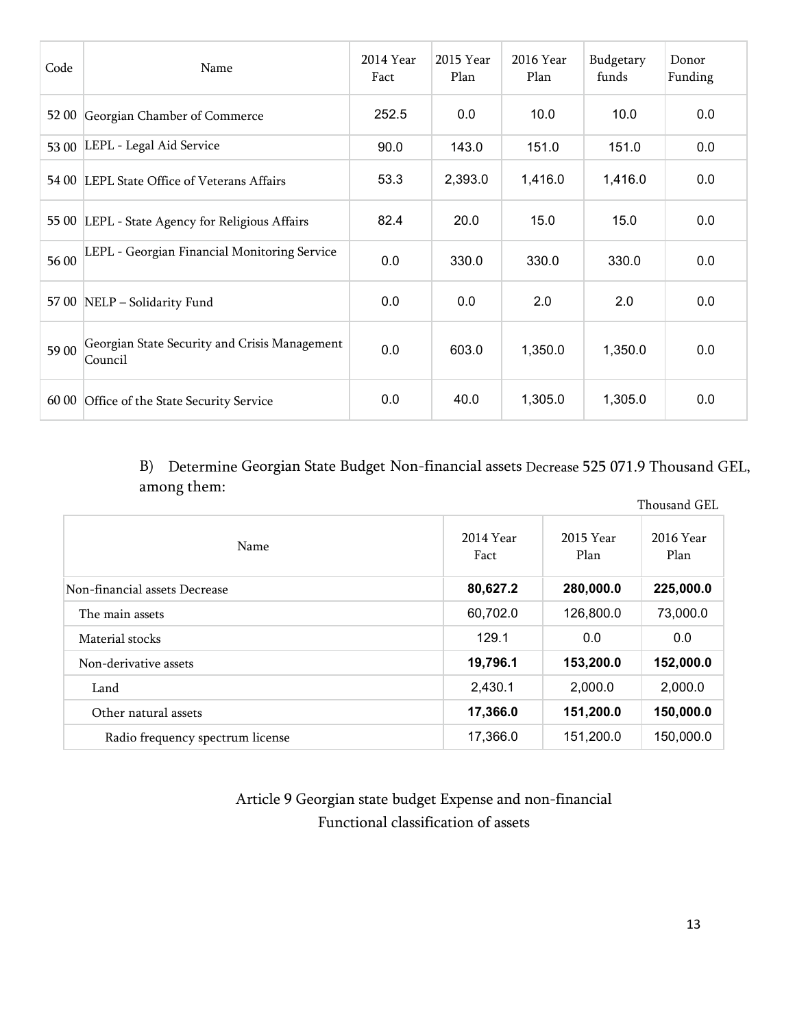| Code | Name | 2014 Year Fact | 2015 Year Plan | 2016 Year Plan | Budgetary funds | Donor Funding |
|---|---|---|---|---|---|---|
| 52 00 | Georgian Chamber of Commerce | 252.5 | 0.0 | 10.0 | 10.0 | 0.0 |
| 53 00 | LEPL - Legal Aid Service | 90.0 | 143.0 | 151.0 | 151.0 | 0.0 |
| 54 00 | LEPL State Office of Veterans Affairs | 53.3 | 2,393.0 | 1,416.0 | 1,416.0 | 0.0 |
| 55 00 | LEPL - State Agency for Religious Affairs | 82.4 | 20.0 | 15.0 | 15.0 | 0.0 |
| 56 00 | LEPL - Georgian Financial Monitoring Service | 0.0 | 330.0 | 330.0 | 330.0 | 0.0 |
| 57 00 | NELP – Solidarity Fund | 0.0 | 0.0 | 2.0 | 2.0 | 0.0 |
| 59 00 | Georgian State Security and Crisis Management Council | 0.0 | 603.0 | 1,350.0 | 1,350.0 | 0.0 |
| 60 00 | Office of the State Security Service | 0.0 | 40.0 | 1,305.0 | 1,305.0 | 0.0 |

B) Determine Georgian State Budget Non-financial assets Decrease 525 071.9 Thousand GEL, among them:

Thousand GEL

| Name | 2014 Year Fact | 2015 Year Plan | 2016 Year Plan |
|---|---|---|---|
| Non-financial assets Decrease | **80,627.2** | **280,000.0** | **225,000.0** |
| The main assets | 60,702.0 | 126,800.0 | 73,000.0 |
| Material stocks | 129.1 | 0.0 | 0.0 |
| Non-derivative assets | **19,796.1** | **153,200.0** | **152,000.0** |
| Land | 2,430.1 | 2,000.0 | 2,000.0 |
| Other natural assets | **17,366.0** | **151,200.0** | **150,000.0** |
| Radio frequency spectrum license | 17,366.0 | 151,200.0 | 150,000.0 |

## Article 9 Georgian state budget Expense and non-financial Functional classification of assets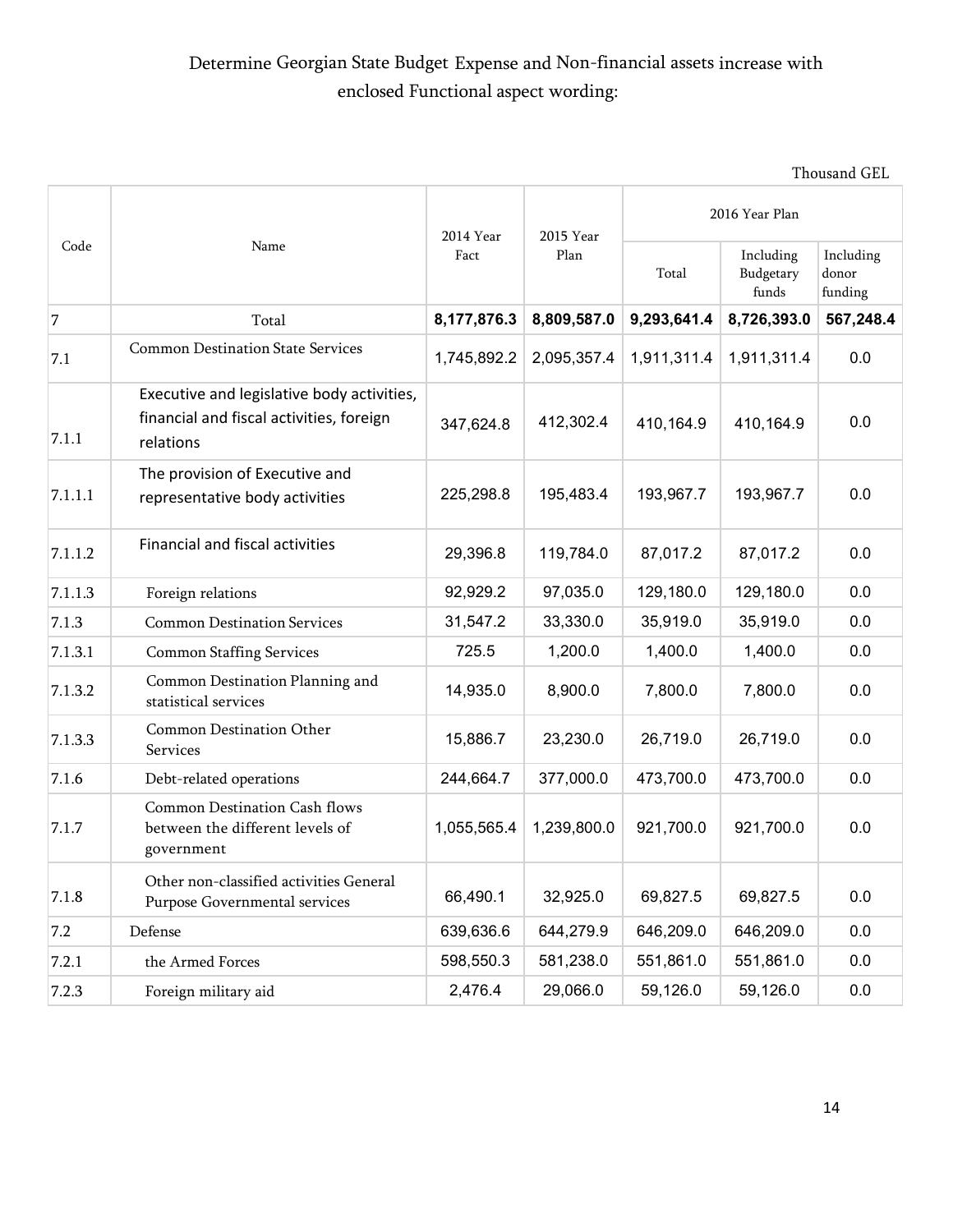Determine Georgian State Budget Expense and Non-financial assets increase with enclosed Functional aspect wording:

Thousand GEL

| Code | Name | 2014 Year Fact | 2015 Year Plan | 2016 Year Plan | | |
|---|---|---|---|---|---|---|
| | | | | Total | Including Budgetary funds | Including donor funding |
| 7 | Total | **8,177,876.3** | **8,809,587.0** | **9,293,641.4** | **8,726,393.0** | **567,248.4** |
| 7.1 | Common Destination State Services | 1,745,892.2 | 2,095,357.4 | 1,911,311.4 | 1,911,311.4 | 0.0 |
| 7.1.1 | Executive and legislative body activities, financial and fiscal activities, foreign relations | 347,624.8 | 412,302.4 | 410,164.9 | 410,164.9 | 0.0 |
| 7.1.1.1 | The provision of Executive and representative body activities | 225,298.8 | 195,483.4 | 193,967.7 | 193,967.7 | 0.0 |
| 7.1.1.2 | Financial and fiscal activities | 29,396.8 | 119,784.0 | 87,017.2 | 87,017.2 | 0.0 |
| 7.1.1.3 | Foreign relations | 92,929.2 | 97,035.0 | 129,180.0 | 129,180.0 | 0.0 |
| 7.1.3 | Common Destination Services | 31,547.2 | 33,330.0 | 35,919.0 | 35,919.0 | 0.0 |
| 7.1.3.1 | Common Staffing Services | 725.5 | 1,200.0 | 1,400.0 | 1,400.0 | 0.0 |
| 7.1.3.2 | Common Destination Planning and statistical services | 14,935.0 | 8,900.0 | 7,800.0 | 7,800.0 | 0.0 |
| 7.1.3.3 | Common Destination Other Services | 15,886.7 | 23,230.0 | 26,719.0 | 26,719.0 | 0.0 |
| 7.1.6 | Debt-related operations | 244,664.7 | 377,000.0 | 473,700.0 | 473,700.0 | 0.0 |
| 7.1.7 | Common Destination Cash flows between the different levels of government | 1,055,565.4 | 1,239,800.0 | 921,700.0 | 921,700.0 | 0.0 |
| 7.1.8 | Other non-classified activities General Purpose Governmental services | 66,490.1 | 32,925.0 | 69,827.5 | 69,827.5 | 0.0 |
| 7.2 | Defense | 639,636.6 | 644,279.9 | 646,209.0 | 646,209.0 | 0.0 |
| 7.2.1 | the Armed Forces | 598,550.3 | 581,238.0 | 551,861.0 | 551,861.0 | 0.0 |
| 7.2.3 | Foreign military aid | 2,476.4 | 29,066.0 | 59,126.0 | 59,126.0 | 0.0 |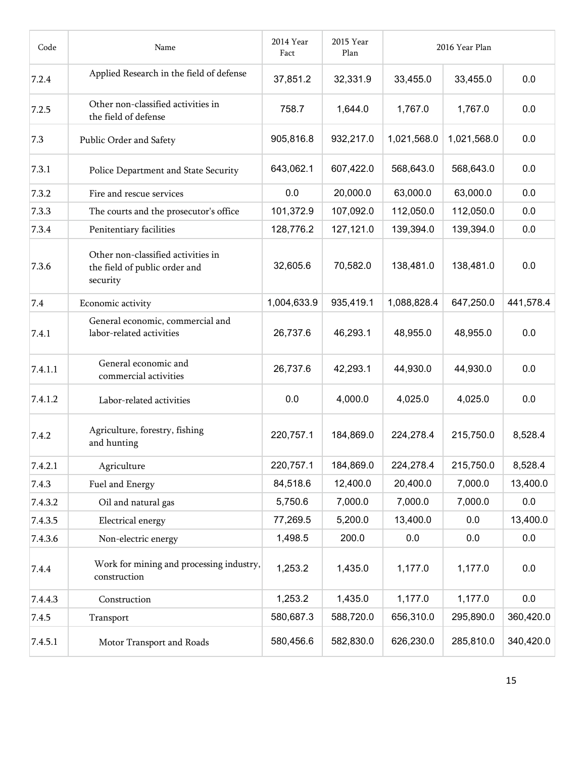| Code | Name | 2014 Year Fact | 2015 Year Plan | 2016 Year Plan | | |
|---|---|---|---|---|---|---|
| 7.2.4 | Applied Research in the field of defense | 37,851.2 | 32,331.9 | 33,455.0 | 33,455.0 | 0.0 |
| 7.2.5 | Other non-classified activities in the field of defense | 758.7 | 1,644.0 | 1,767.0 | 1,767.0 | 0.0 |
| 7.3 | Public Order and Safety | 905,816.8 | 932,217.0 | 1,021,568.0 | 1,021,568.0 | 0.0 |
| 7.3.1 | Police Department and State Security | 643,062.1 | 607,422.0 | 568,643.0 | 568,643.0 | 0.0 |
| 7.3.2 | Fire and rescue services | 0.0 | 20,000.0 | 63,000.0 | 63,000.0 | 0.0 |
| 7.3.3 | The courts and the prosecutor's office | 101,372.9 | 107,092.0 | 112,050.0 | 112,050.0 | 0.0 |
| 7.3.4 | Penitentiary facilities | 128,776.2 | 127,121.0 | 139,394.0 | 139,394.0 | 0.0 |
| 7.3.6 | Other non-classified activities in the field of public order and security | 32,605.6 | 70,582.0 | 138,481.0 | 138,481.0 | 0.0 |
| 7.4 | Economic activity | 1,004,633.9 | 935,419.1 | 1,088,828.4 | 647,250.0 | 441,578.4 |
| 7.4.1 | General economic, commercial and labor-related activities | 26,737.6 | 46,293.1 | 48,955.0 | 48,955.0 | 0.0 |
| 7.4.1.1 | General economic and commercial activities | 26,737.6 | 42,293.1 | 44,930.0 | 44,930.0 | 0.0 |
| 7.4.1.2 | Labor-related activities | 0.0 | 4,000.0 | 4,025.0 | 4,025.0 | 0.0 |
| 7.4.2 | Agriculture, forestry, fishing and hunting | 220,757.1 | 184,869.0 | 224,278.4 | 215,750.0 | 8,528.4 |
| 7.4.2.1 | Agriculture | 220,757.1 | 184,869.0 | 224,278.4 | 215,750.0 | 8,528.4 |
| 7.4.3 | Fuel and Energy | 84,518.6 | 12,400.0 | 20,400.0 | 7,000.0 | 13,400.0 |
| 7.4.3.2 | Oil and natural gas | 5,750.6 | 7,000.0 | 7,000.0 | 7,000.0 | 0.0 |
| 7.4.3.5 | Electrical energy | 77,269.5 | 5,200.0 | 13,400.0 | 0.0 | 13,400.0 |
| 7.4.3.6 | Non-electric energy | 1,498.5 | 200.0 | 0.0 | 0.0 | 0.0 |
| 7.4.4 | Work for mining and processing industry, construction | 1,253.2 | 1,435.0 | 1,177.0 | 1,177.0 | 0.0 |
| 7.4.4.3 | Construction | 1,253.2 | 1,435.0 | 1,177.0 | 1,177.0 | 0.0 |
| 7.4.5 | Transport | 580,687.3 | 588,720.0 | 656,310.0 | 295,890.0 | 360,420.0 |
| 7.4.5.1 | Motor Transport and Roads | 580,456.6 | 582,830.0 | 626,230.0 | 285,810.0 | 340,420.0 |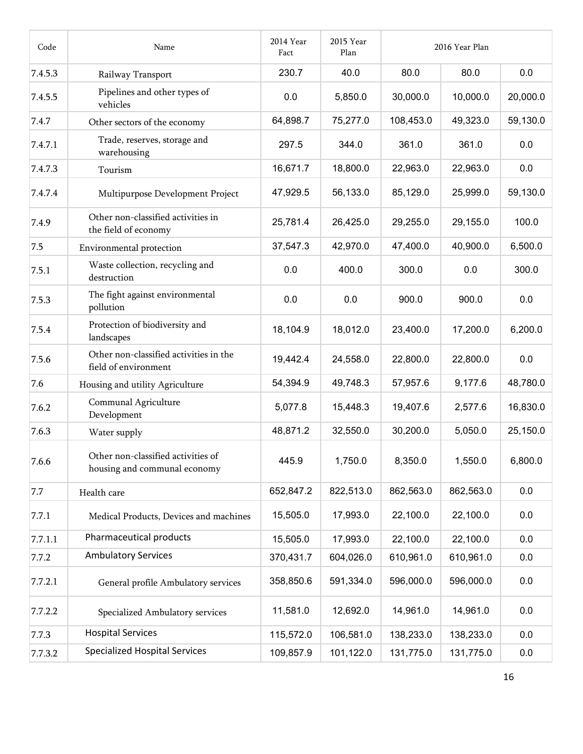| Code | Name | 2014 Year Fact | 2015 Year Plan | 2016 Year Plan | | |
|---|---|---|---|---|---|---|
| 7.4.5.3 | Railway Transport | 230.7 | 40.0 | 80.0 | 80.0 | 0.0 |
| 7.4.5.5 | Pipelines and other types of vehicles | 0.0 | 5,850.0 | 30,000.0 | 10,000.0 | 20,000.0 |
| 7.4.7 | Other sectors of the economy | 64,898.7 | 75,277.0 | 108,453.0 | 49,323.0 | 59,130.0 |
| 7.4.7.1 | Trade, reserves, storage and warehousing | 297.5 | 344.0 | 361.0 | 361.0 | 0.0 |
| 7.4.7.3 | Tourism | 16,671.7 | 18,800.0 | 22,963.0 | 22,963.0 | 0.0 |
| 7.4.7.4 | Multipurpose Development Project | 47,929.5 | 56,133.0 | 85,129.0 | 25,999.0 | 59,130.0 |
| 7.4.9 | Other non-classified activities in the field of economy | 25,781.4 | 26,425.0 | 29,255.0 | 29,155.0 | 100.0 |
| 7.5 | Environmental protection | 37,547.3 | 42,970.0 | 47,400.0 | 40,900.0 | 6,500.0 |
| 7.5.1 | Waste collection, recycling and destruction | 0.0 | 400.0 | 300.0 | 0.0 | 300.0 |
| 7.5.3 | The fight against environmental pollution | 0.0 | 0.0 | 900.0 | 900.0 | 0.0 |
| 7.5.4 | Protection of biodiversity and landscapes | 18,104.9 | 18,012.0 | 23,400.0 | 17,200.0 | 6,200.0 |
| 7.5.6 | Other non-classified activities in the field of environment | 19,442.4 | 24,558.0 | 22,800.0 | 22,800.0 | 0.0 |
| 7.6 | Housing and utility Agriculture | 54,394.9 | 49,748.3 | 57,957.6 | 9,177.6 | 48,780.0 |
| 7.6.2 | Communal Agriculture Development | 5,077.8 | 15,448.3 | 19,407.6 | 2,577.6 | 16,830.0 |
| 7.6.3 | Water supply | 48,871.2 | 32,550.0 | 30,200.0 | 5,050.0 | 25,150.0 |
| 7.6.6 | Other non-classified activities of housing and communal economy | 445.9 | 1,750.0 | 8,350.0 | 1,550.0 | 6,800.0 |
| 7.7 | Health care | 652,847.2 | 822,513.0 | 862,563.0 | 862,563.0 | 0.0 |
| 7.7.1 | Medical Products, Devices and machines | 15,505.0 | 17,993.0 | 22,100.0 | 22,100.0 | 0.0 |
| 7.7.1.1 | Pharmaceutical products | 15,505.0 | 17,993.0 | 22,100.0 | 22,100.0 | 0.0 |
| 7.7.2 | Ambulatory Services | 370,431.7 | 604,026.0 | 610,961.0 | 610,961.0 | 0.0 |
| 7.7.2.1 | General profile Ambulatory services | 358,850.6 | 591,334.0 | 596,000.0 | 596,000.0 | 0.0 |
| 7.7.2.2 | Specialized Ambulatory services | 11,581.0 | 12,692.0 | 14,961.0 | 14,961.0 | 0.0 |
| 7.7.3 | Hospital Services | 115,572.0 | 106,581.0 | 138,233.0 | 138,233.0 | 0.0 |
| 7.7.3.2 | Specialized Hospital Services | 109,857.9 | 101,122.0 | 131,775.0 | 131,775.0 | 0.0 |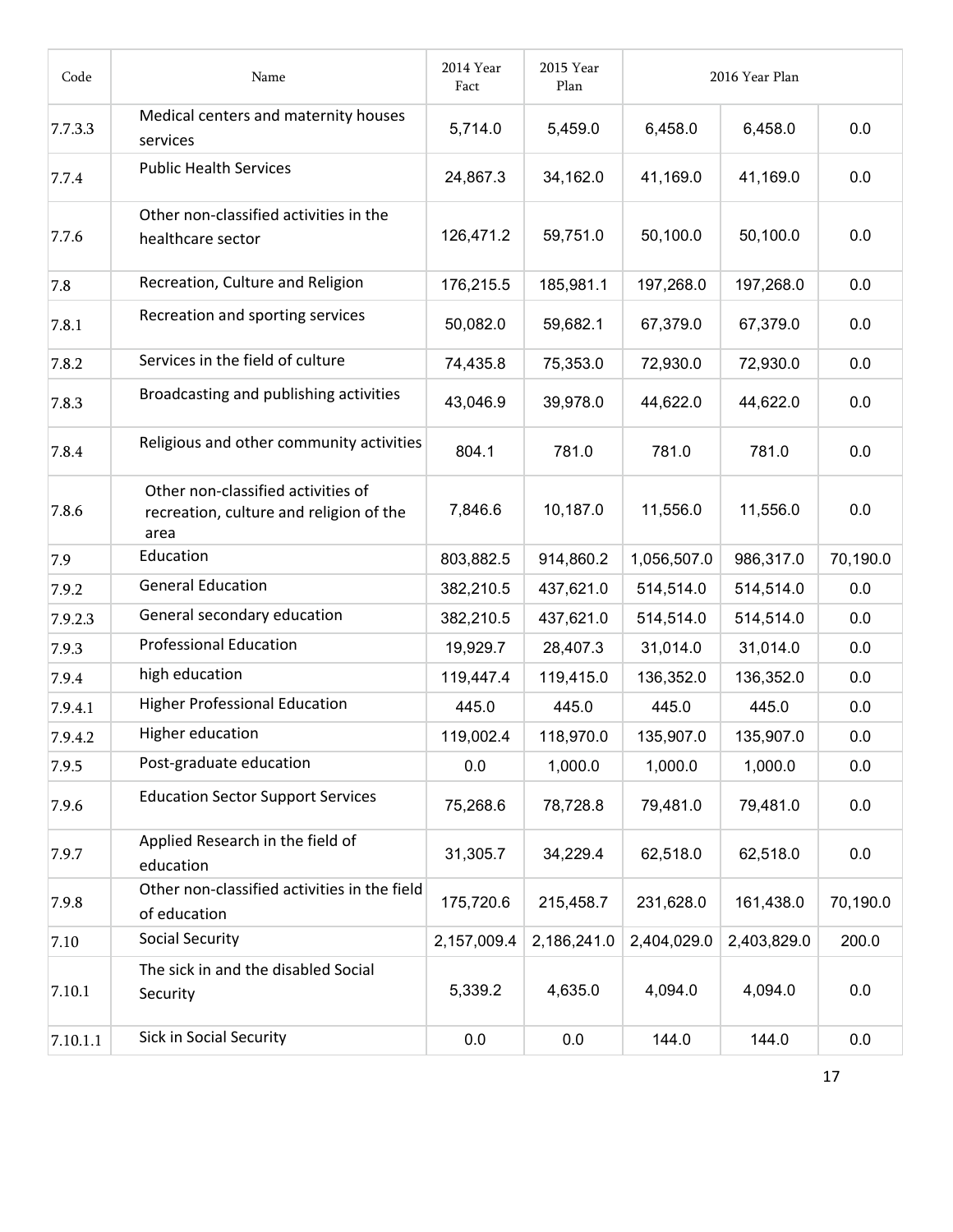| Code | Name | 2014 Year Fact | 2015 Year Plan | 2016 Year Plan | | |
|---|---|---|---|---|---|---|
| 7.7.3.3 | Medical centers and maternity houses services | 5,714.0 | 5,459.0 | 6,458.0 | 6,458.0 | 0.0 |
| 7.7.4 | Public Health Services | 24,867.3 | 34,162.0 | 41,169.0 | 41,169.0 | 0.0 |
| 7.7.6 | Other non-classified activities in the healthcare sector | 126,471.2 | 59,751.0 | 50,100.0 | 50,100.0 | 0.0 |
| 7.8 | Recreation, Culture and Religion | 176,215.5 | 185,981.1 | 197,268.0 | 197,268.0 | 0.0 |
| 7.8.1 | Recreation and sporting services | 50,082.0 | 59,682.1 | 67,379.0 | 67,379.0 | 0.0 |
| 7.8.2 | Services in the field of culture | 74,435.8 | 75,353.0 | 72,930.0 | 72,930.0 | 0.0 |
| 7.8.3 | Broadcasting and publishing activities | 43,046.9 | 39,978.0 | 44,622.0 | 44,622.0 | 0.0 |
| 7.8.4 | Religious and other community activities | 804.1 | 781.0 | 781.0 | 781.0 | 0.0 |
| 7.8.6 | Other non-classified activities of recreation, culture and religion of the area | 7,846.6 | 10,187.0 | 11,556.0 | 11,556.0 | 0.0 |
| 7.9 | Education | 803,882.5 | 914,860.2 | 1,056,507.0 | 986,317.0 | 70,190.0 |
| 7.9.2 | General Education | 382,210.5 | 437,621.0 | 514,514.0 | 514,514.0 | 0.0 |
| 7.9.2.3 | General secondary education | 382,210.5 | 437,621.0 | 514,514.0 | 514,514.0 | 0.0 |
| 7.9.3 | Professional Education | 19,929.7 | 28,407.3 | 31,014.0 | 31,014.0 | 0.0 |
| 7.9.4 | high education | 119,447.4 | 119,415.0 | 136,352.0 | 136,352.0 | 0.0 |
| 7.9.4.1 | Higher Professional Education | 445.0 | 445.0 | 445.0 | 445.0 | 0.0 |
| 7.9.4.2 | Higher education | 119,002.4 | 118,970.0 | 135,907.0 | 135,907.0 | 0.0 |
| 7.9.5 | Post-graduate education | 0.0 | 1,000.0 | 1,000.0 | 1,000.0 | 0.0 |
| 7.9.6 | Education Sector Support Services | 75,268.6 | 78,728.8 | 79,481.0 | 79,481.0 | 0.0 |
| 7.9.7 | Applied Research in the field of education | 31,305.7 | 34,229.4 | 62,518.0 | 62,518.0 | 0.0 |
| 7.9.8 | Other non-classified activities in the field of education | 175,720.6 | 215,458.7 | 231,628.0 | 161,438.0 | 70,190.0 |
| 7.10 | Social Security | 2,157,009.4 | 2,186,241.0 | 2,404,029.0 | 2,403,829.0 | 200.0 |
| 7.10.1 | The sick in and the disabled Social Security | 5,339.2 | 4,635.0 | 4,094.0 | 4,094.0 | 0.0 |
| 7.10.1.1 | Sick in Social Security | 0.0 | 0.0 | 144.0 | 144.0 | 0.0 |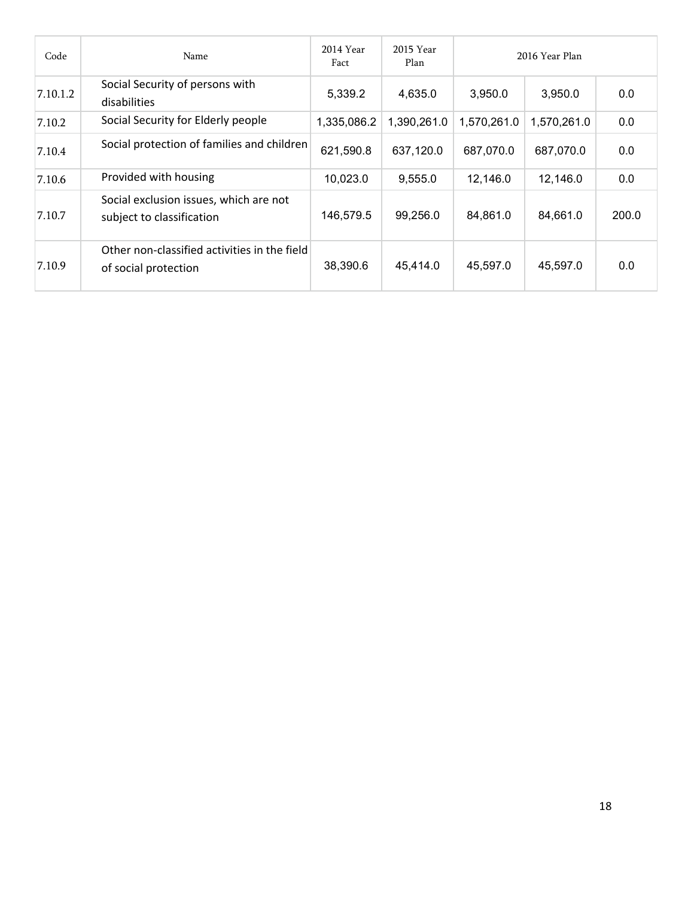| Code | Name | 2014 Year Fact | 2015 Year Plan | 2016 Year Plan | | |
|---|---|---|---|---|---|---|
| 7.10.1.2 | Social Security of persons with disabilities | 5,339.2 | 4,635.0 | 3,950.0 | 3,950.0 | 0.0 |
| 7.10.2 | Social Security for Elderly people | 1,335,086.2 | 1,390,261.0 | 1,570,261.0 | 1,570,261.0 | 0.0 |
| 7.10.4 | Social protection of families and children | 621,590.8 | 637,120.0 | 687,070.0 | 687,070.0 | 0.0 |
| 7.10.6 | Provided with housing | 10,023.0 | 9,555.0 | 12,146.0 | 12,146.0 | 0.0 |
| 7.10.7 | Social exclusion issues, which are not subject to classification | 146,579.5 | 99,256.0 | 84,861.0 | 84,661.0 | 200.0 |
| 7.10.9 | Other non-classified activities in the field of social protection | 38,390.6 | 45,414.0 | 45,597.0 | 45,597.0 | 0.0 |